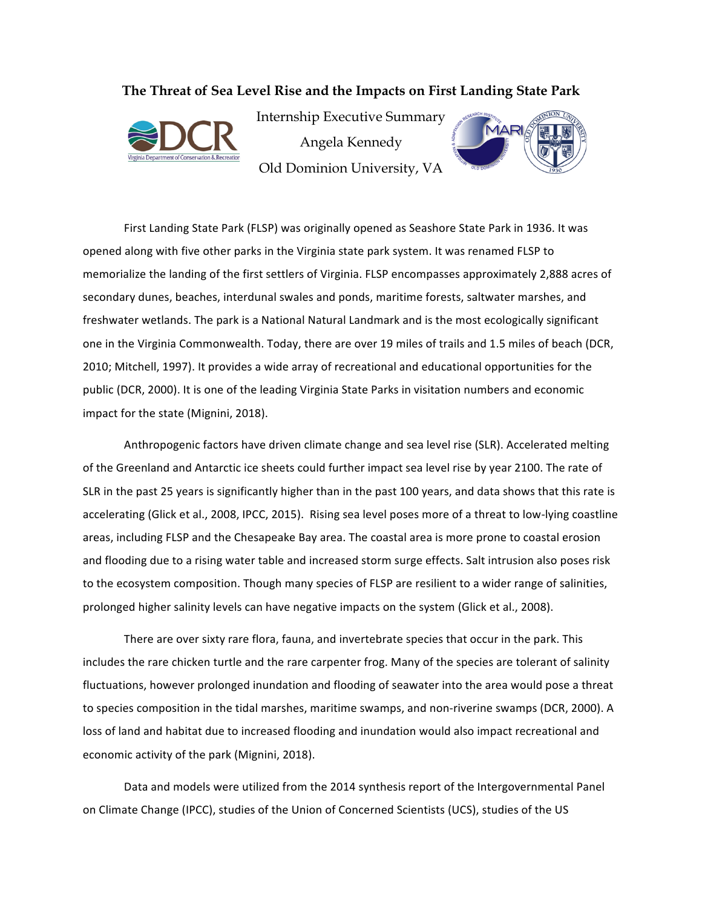# The Threat of Sea Level Rise and the Impacts on First Landing State Park

Internship Executive Summary

Angela Kennedy

Old Dominion University, VA

First Landing State Park (FLSP) was originally opened as Seashore State Park in 1936. It was opened along with five other parks in the Virginia state park system. It was renamed FLSP to memorialize the landing of the first settlers of Virginia. FLSP encompasses approximately 2,888 acres of secondary dunes, beaches, interdunal swales and ponds, maritime forests, saltwater marshes, and freshwater wetlands. The park is a National Natural Landmark and is the most ecologically significant one in the Virginia Commonwealth. Today, there are over 19 miles of trails and 1.5 miles of beach (DCR, 2010; Mitchell, 1997). It provides a wide array of recreational and educational opportunities for the public (DCR, 2000). It is one of the leading Virginia State Parks in visitation numbers and economic impact for the state (Mignini, 2018).

Anthropogenic factors have driven climate change and sea level rise (SLR). Accelerated melting of the Greenland and Antarctic ice sheets could further impact sea level rise by year 2100. The rate of SLR in the past 25 years is significantly higher than in the past 100 years, and data shows that this rate is accelerating (Glick et al., 2008, IPCC, 2015). Rising sea level poses more of a threat to low-lying coastline areas, including FLSP and the Chesapeake Bay area. The coastal area is more prone to coastal erosion and flooding due to a rising water table and increased storm surge effects. Salt intrusion also poses risk to the ecosystem composition. Though many species of FLSP are resilient to a wider range of salinities, prolonged higher salinity levels can have negative impacts on the system (Glick et al., 2008).

There are over sixty rare flora, fauna, and invertebrate species that occur in the park. This includes the rare chicken turtle and the rare carpenter frog. Many of the species are tolerant of salinity fluctuations, however prolonged inundation and flooding of seawater into the area would pose a threat to species composition in the tidal marshes, maritime swamps, and non-riverine swamps (DCR, 2000). A loss of land and habitat due to increased flooding and inundation would also impact recreational and economic activity of the park (Mignini, 2018).

Data and models were utilized from the 2014 synthesis report of the Intergovernmental Panel on Climate Change (IPCC), studies of the Union of Concerned Scientists (UCS), studies of the US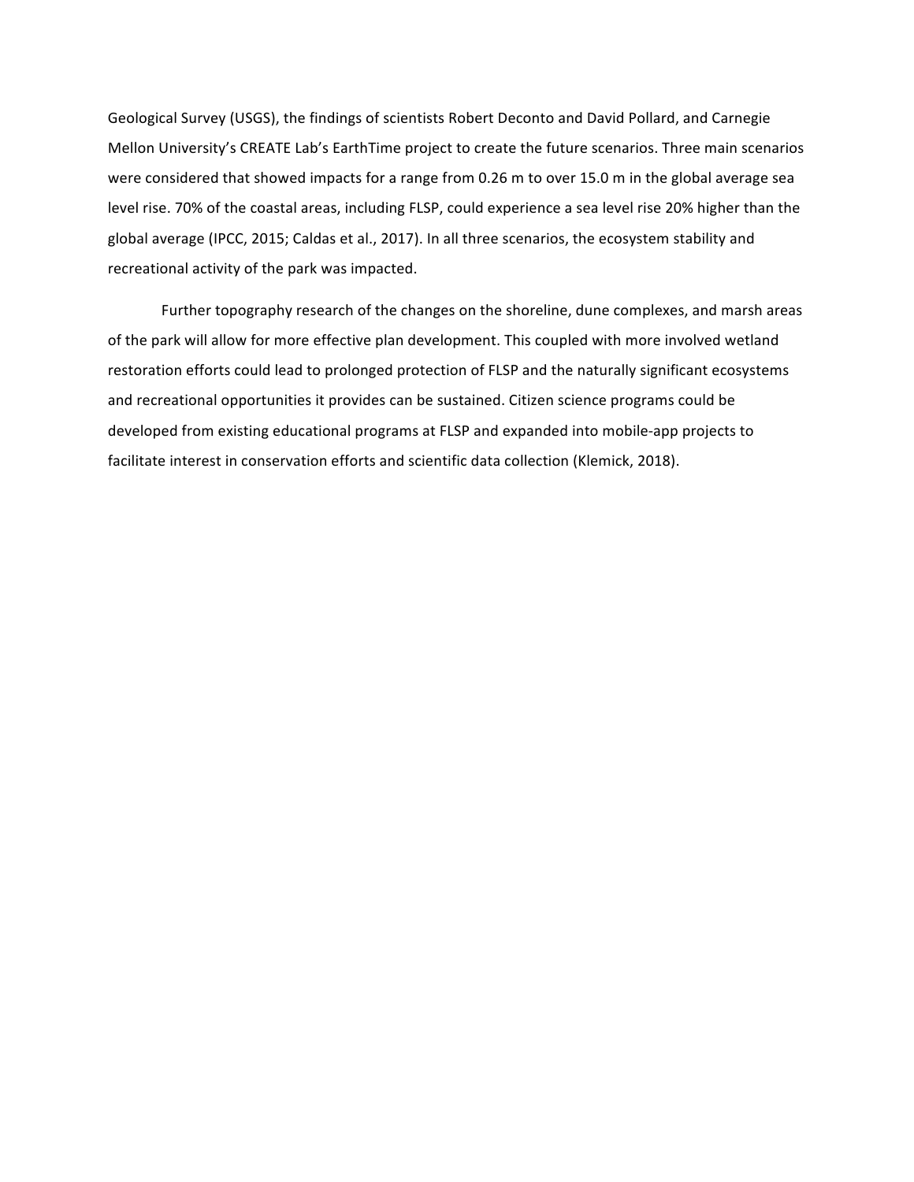Geological Survey (USGS), the findings of scientists Robert Deconto and David Pollard, and Carnegie Mellon University's CREATE Lab's EarthTime project to create the future scenarios. Three main scenarios were considered that showed impacts for a range from 0.26 m to over 15.0 m in the global average sea level rise. 70% of the coastal areas, including FLSP, could experience a sea level rise 20% higher than the global average (IPCC, 2015; Caldas et al., 2017). In all three scenarios, the ecosystem stability and recreational activity of the park was impacted.

Further topography research of the changes on the shoreline, dune complexes, and marsh areas of the park will allow for more effective plan development. This coupled with more involved wetland restoration efforts could lead to prolonged protection of FLSP and the naturally significant ecosystems and recreational opportunities it provides can be sustained. Citizen science programs could be developed from existing educational programs at FLSP and expanded into mobile-app projects to facilitate interest in conservation efforts and scientific data collection (Klemick, 2018).